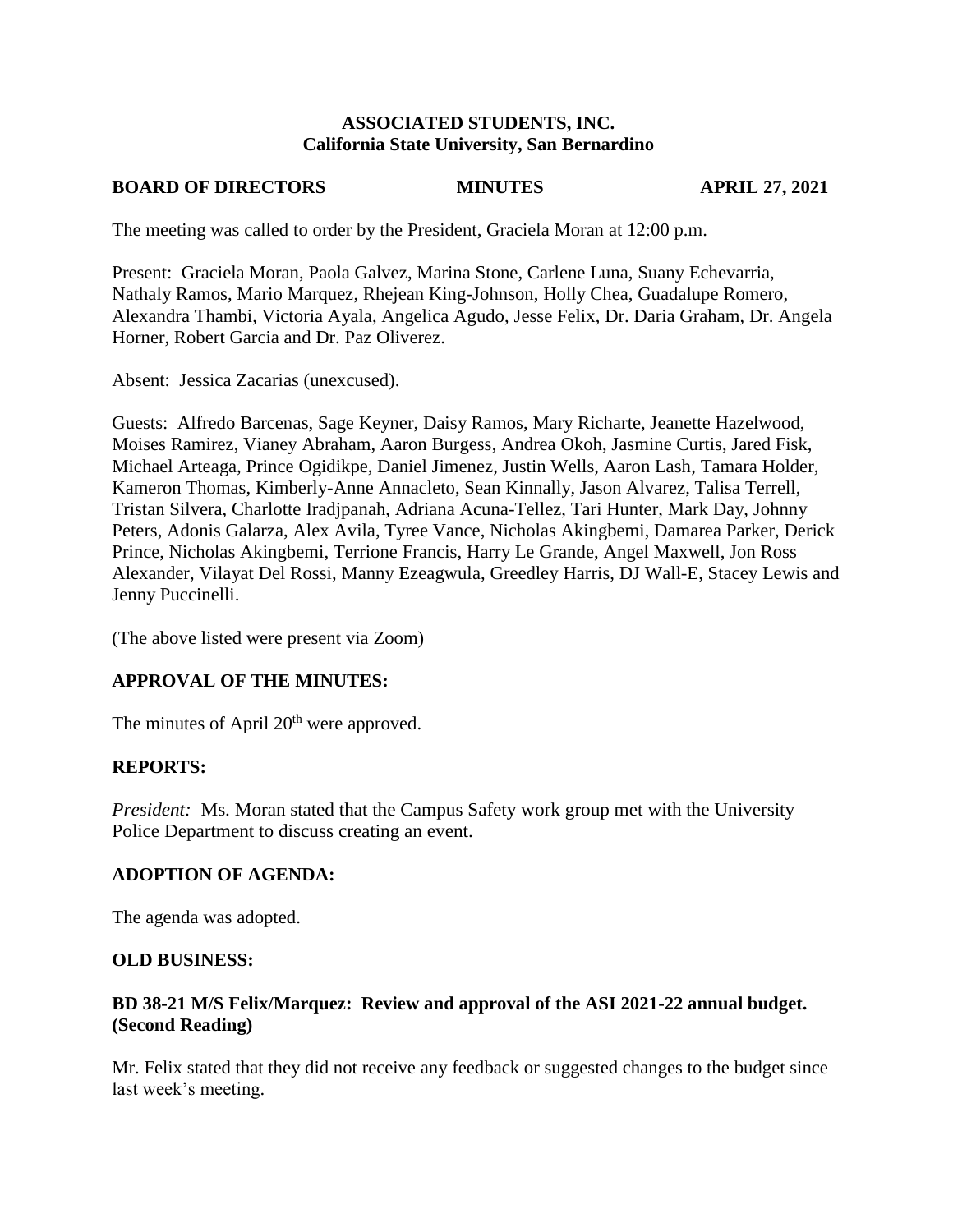**ASSOCIATED STUDENTS, INC.**
**California State University, San Bernardino**

**BOARD OF DIRECTORS MINUTES APRIL 27, 2021**

The meeting was called to order by the President, Graciela Moran at 12:00 p.m.

Present: Graciela Moran, Paola Galvez, Marina Stone, Carlene Luna, Suany Echevarria, Nathaly Ramos, Mario Marquez, Rhejean King-Johnson, Holly Chea, Guadalupe Romero, Alexandra Thambi, Victoria Ayala, Angelica Agudo, Jesse Felix, Dr. Daria Graham, Dr. Angela Horner, Robert Garcia and Dr. Paz Oliverez.

Absent: Jessica Zacarias (unexcused).

Guests: Alfredo Barcenas, Sage Keyner, Daisy Ramos, Mary Richarte, Jeanette Hazelwood, Moises Ramirez, Vianey Abraham, Aaron Burgess, Andrea Okoh, Jasmine Curtis, Jared Fisk, Michael Arteaga, Prince Ogidikpe, Daniel Jimenez, Justin Wells, Aaron Lash, Tamara Holder, Kameron Thomas, Kimberly-Anne Annacleto, Sean Kinnally, Jason Alvarez, Talisa Terrell, Tristan Silvera, Charlotte Iradjpanah, Adriana Acuna-Tellez, Tari Hunter, Mark Day, Johnny Peters, Adonis Galarza, Alex Avila, Tyree Vance, Nicholas Akingbemi, Damarea Parker, Derick Prince, Nicholas Akingbemi, Terrione Francis, Harry Le Grande, Angel Maxwell, Jon Ross Alexander, Vilayat Del Rossi, Manny Ezeagwula, Greedley Harris, DJ Wall-E, Stacey Lewis and Jenny Puccinelli.

(The above listed were present via Zoom)

## APPROVAL OF THE MINUTES:

The minutes of April 20th were approved.

## REPORTS:

*President:* Ms. Moran stated that the Campus Safety work group met with the University Police Department to discuss creating an event.

## ADOPTION OF AGENDA:

The agenda was adopted.

## OLD BUSINESS:

### BD 38-21 M/S Felix/Marquez: Review and approval of the ASI 2021-22 annual budget. (Second Reading)

Mr. Felix stated that they did not receive any feedback or suggested changes to the budget since last week's meeting.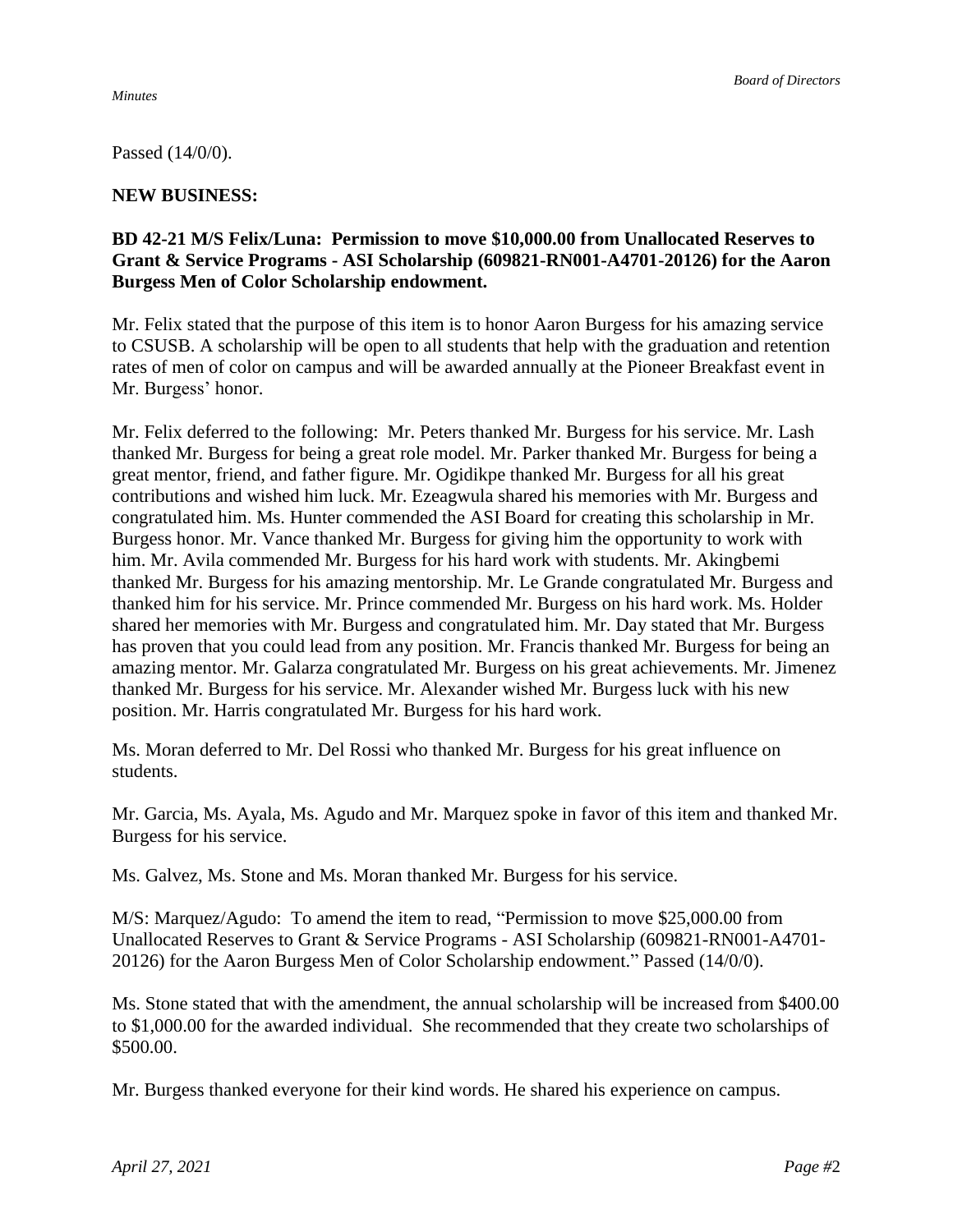Passed (14/0/0).

**NEW BUSINESS:**

**BD 42-21 M/S Felix/Luna: Permission to move $10,000.00 from Unallocated Reserves to Grant & Service Programs - ASI Scholarship (609821-RN001-A4701-20126) for the Aaron Burgess Men of Color Scholarship endowment.**

Mr. Felix stated that the purpose of this item is to honor Aaron Burgess for his amazing service to CSUSB. A scholarship will be open to all students that help with the graduation and retention rates of men of color on campus and will be awarded annually at the Pioneer Breakfast event in Mr. Burgess' honor.

Mr. Felix deferred to the following: Mr. Peters thanked Mr. Burgess for his service. Mr. Lash thanked Mr. Burgess for being a great role model. Mr. Parker thanked Mr. Burgess for being a great mentor, friend, and father figure. Mr. Ogidikpe thanked Mr. Burgess for all his great contributions and wished him luck. Mr. Ezeagwula shared his memories with Mr. Burgess and congratulated him. Ms. Hunter commended the ASI Board for creating this scholarship in Mr. Burgess honor. Mr. Vance thanked Mr. Burgess for giving him the opportunity to work with him. Mr. Avila commended Mr. Burgess for his hard work with students. Mr. Akingbemi thanked Mr. Burgess for his amazing mentorship. Mr. Le Grande congratulated Mr. Burgess and thanked him for his service. Mr. Prince commended Mr. Burgess on his hard work. Ms. Holder shared her memories with Mr. Burgess and congratulated him. Mr. Day stated that Mr. Burgess has proven that you could lead from any position. Mr. Francis thanked Mr. Burgess for being an amazing mentor. Mr. Galarza congratulated Mr. Burgess on his great achievements. Mr. Jimenez thanked Mr. Burgess for his service. Mr. Alexander wished Mr. Burgess luck with his new position. Mr. Harris congratulated Mr. Burgess for his hard work.

Ms. Moran deferred to Mr. Del Rossi who thanked Mr. Burgess for his great influence on students.

Mr. Garcia, Ms. Ayala, Ms. Agudo and Mr. Marquez spoke in favor of this item and thanked Mr. Burgess for his service.

Ms. Galvez, Ms. Stone and Ms. Moran thanked Mr. Burgess for his service.

M/S: Marquez/Agudo: To amend the item to read, "Permission to move $25,000.00 from Unallocated Reserves to Grant & Service Programs - ASI Scholarship (609821-RN001-A4701-20126) for the Aaron Burgess Men of Color Scholarship endowment." Passed (14/0/0).

Ms. Stone stated that with the amendment, the annual scholarship will be increased from $400.00 to $1,000.00 for the awarded individual. She recommended that they create two scholarships of $500.00.

Mr. Burgess thanked everyone for their kind words. He shared his experience on campus.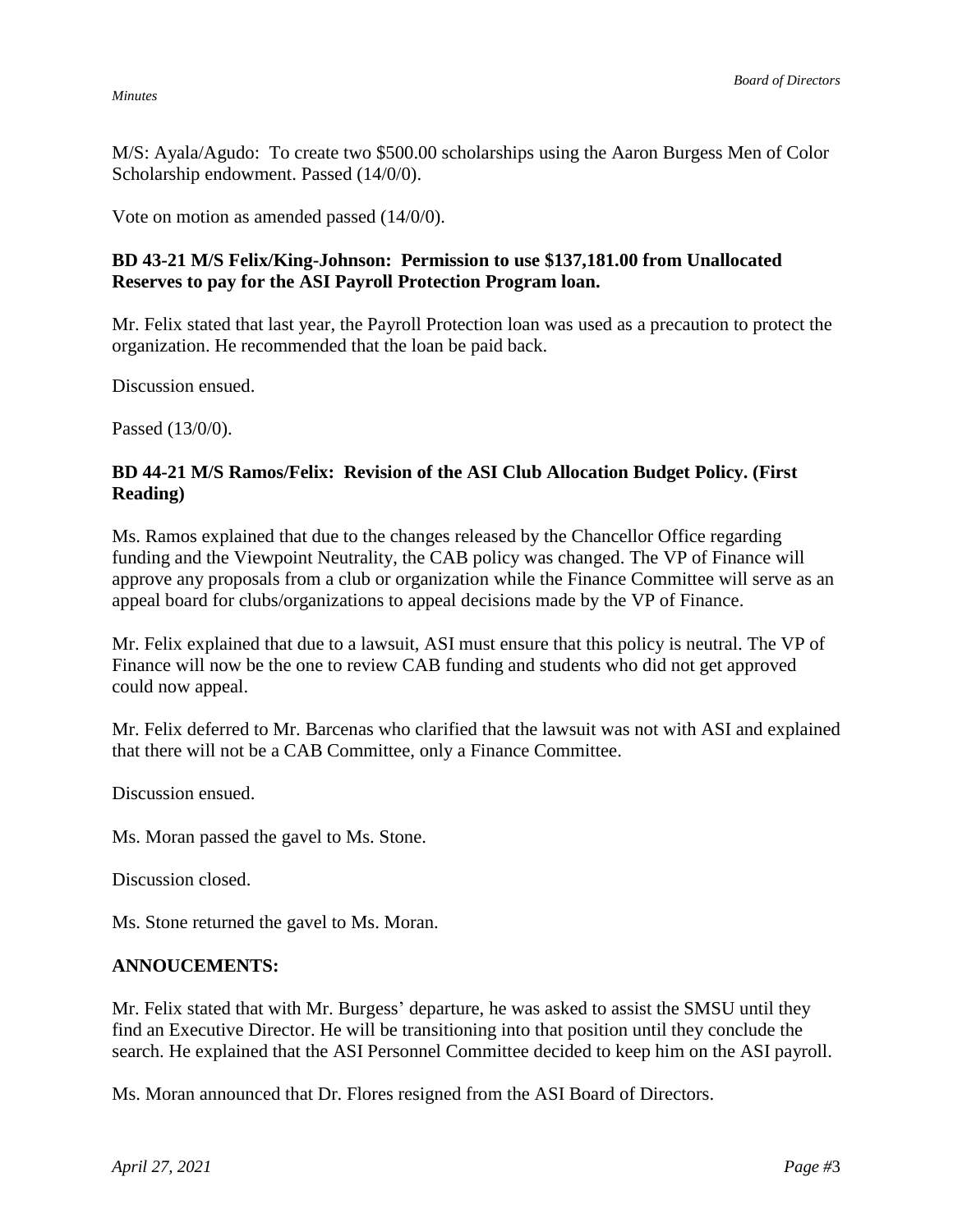M/S: Ayala/Agudo: To create two $500.00 scholarships using the Aaron Burgess Men of Color Scholarship endowment. Passed (14/0/0).

Vote on motion as amended passed (14/0/0).

**BD 43-21 M/S Felix/King-Johnson: Permission to use $137,181.00 from Unallocated Reserves to pay for the ASI Payroll Protection Program loan.**

Mr. Felix stated that last year, the Payroll Protection loan was used as a precaution to protect the organization. He recommended that the loan be paid back.

Discussion ensued.

Passed (13/0/0).

**BD 44-21 M/S Ramos/Felix: Revision of the ASI Club Allocation Budget Policy. (First Reading)**

Ms. Ramos explained that due to the changes released by the Chancellor Office regarding funding and the Viewpoint Neutrality, the CAB policy was changed. The VP of Finance will approve any proposals from a club or organization while the Finance Committee will serve as an appeal board for clubs/organizations to appeal decisions made by the VP of Finance.

Mr. Felix explained that due to a lawsuit, ASI must ensure that this policy is neutral. The VP of Finance will now be the one to review CAB funding and students who did not get approved could now appeal.

Mr. Felix deferred to Mr. Barcenas who clarified that the lawsuit was not with ASI and explained that there will not be a CAB Committee, only a Finance Committee.

Discussion ensued.

Ms. Moran passed the gavel to Ms. Stone.

Discussion closed.

Ms. Stone returned the gavel to Ms. Moran.

**ANNOUCEMENTS:**

Mr. Felix stated that with Mr. Burgess' departure, he was asked to assist the SMSU until they find an Executive Director. He will be transitioning into that position until they conclude the search. He explained that the ASI Personnel Committee decided to keep him on the ASI payroll.

Ms. Moran announced that Dr. Flores resigned from the ASI Board of Directors.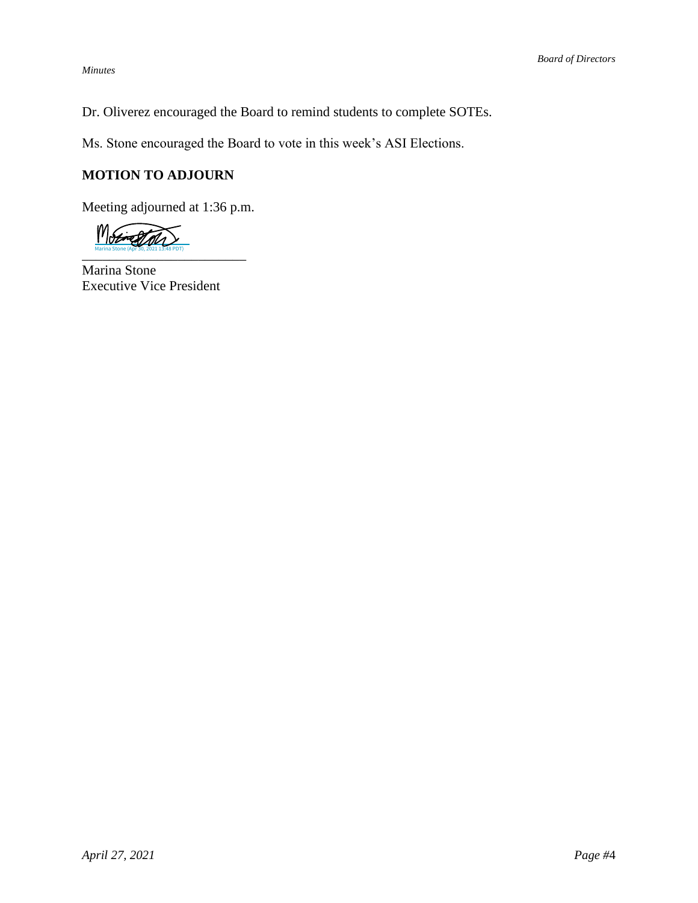Dr. Oliverez encouraged the Board to remind students to complete SOTEs.

Ms. Stone encouraged the Board to vote in this week's ASI Elections.

**MOTION TO ADJOURN**

Meeting adjourned at 1:36 p.m.

Marina Stone (Apr 30, 2021 13:48 PDT)

\_\_\_\_\_\_\_\_\_\_\_\_\_\_\_\_\_\_\_\_\_\_\_\_\_\_

Marina Stone
Executive Vice President